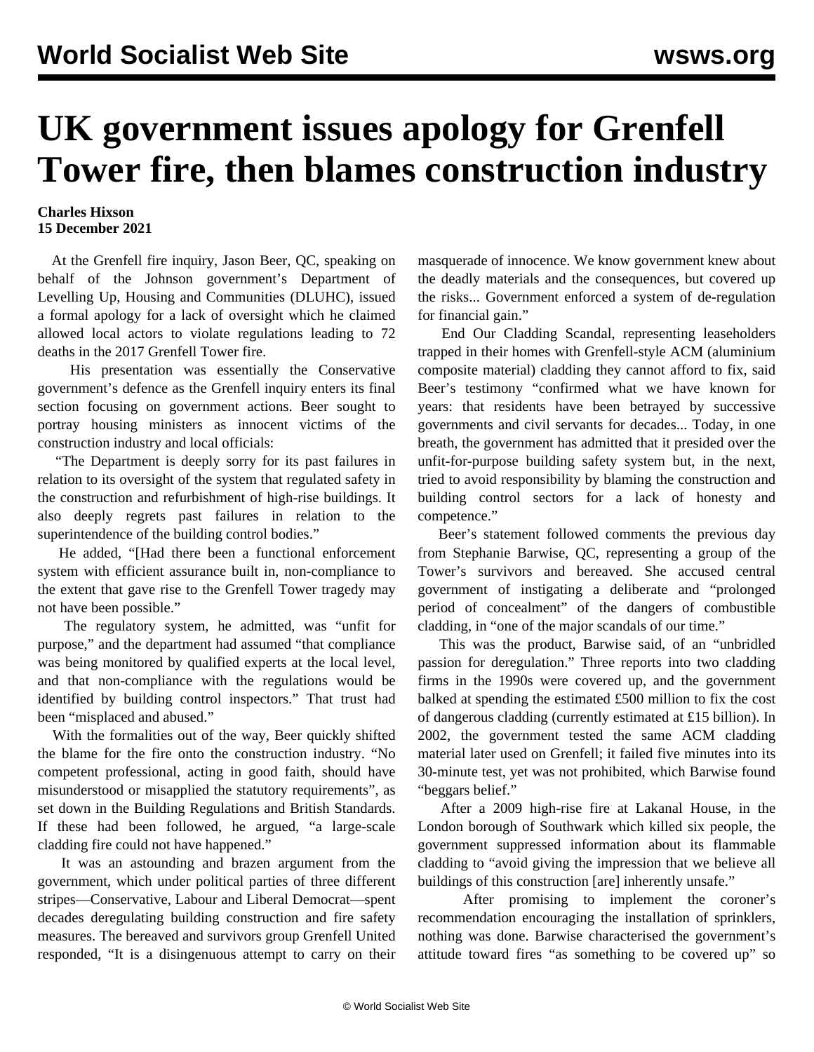# UK government issues apology for Grenfell Tower fire, then blames construction industry

**Charles Hixson**
**15 December 2021**

At the Grenfell fire inquiry, Jason Beer, QC, speaking on behalf of the Johnson government's Department of Levelling Up, Housing and Communities (DLUHC), issued a formal apology for a lack of oversight which he claimed allowed local actors to violate regulations leading to 72 deaths in the 2017 Grenfell Tower fire.

His presentation was essentially the Conservative government's defence as the Grenfell inquiry enters its final section focusing on government actions. Beer sought to portray housing ministers as innocent victims of the construction industry and local officials:

"The Department is deeply sorry for its past failures in relation to its oversight of the system that regulated safety in the construction and refurbishment of high-rise buildings. It also deeply regrets past failures in relation to the superintendence of the building control bodies."

He added, "[Had there been a functional enforcement system with efficient assurance built in, non-compliance to the extent that gave rise to the Grenfell Tower tragedy may not have been possible."

The regulatory system, he admitted, was "unfit for purpose," and the department had assumed "that compliance was being monitored by qualified experts at the local level, and that non-compliance with the regulations would be identified by building control inspectors." That trust had been "misplaced and abused."

With the formalities out of the way, Beer quickly shifted the blame for the fire onto the construction industry. "No competent professional, acting in good faith, should have misunderstood or misapplied the statutory requirements", as set down in the Building Regulations and British Standards. If these had been followed, he argued, "a large-scale cladding fire could not have happened."

It was an astounding and brazen argument from the government, which under political parties of three different stripes—Conservative, Labour and Liberal Democrat—spent decades deregulating building construction and fire safety measures. The bereaved and survivors group Grenfell United responded, "It is a disingenuous attempt to carry on their masquerade of innocence. We know government knew about the deadly materials and the consequences, but covered up the risks... Government enforced a system of de-regulation for financial gain."

End Our Cladding Scandal, representing leaseholders trapped in their homes with Grenfell-style ACM (aluminium composite material) cladding they cannot afford to fix, said Beer's testimony "confirmed what we have known for years: that residents have been betrayed by successive governments and civil servants for decades... Today, in one breath, the government has admitted that it presided over the unfit-for-purpose building safety system but, in the next, tried to avoid responsibility by blaming the construction and building control sectors for a lack of honesty and competence."

Beer's statement followed comments the previous day from Stephanie Barwise, QC, representing a group of the Tower's survivors and bereaved. She accused central government of instigating a deliberate and "prolonged period of concealment" of the dangers of combustible cladding, in "one of the major scandals of our time."

This was the product, Barwise said, of an "unbridled passion for deregulation." Three reports into two cladding firms in the 1990s were covered up, and the government balked at spending the estimated £500 million to fix the cost of dangerous cladding (currently estimated at £15 billion). In 2002, the government tested the same ACM cladding material later used on Grenfell; it failed five minutes into its 30-minute test, yet was not prohibited, which Barwise found "beggars belief."

After a 2009 high-rise fire at Lakanal House, in the London borough of Southwark which killed six people, the government suppressed information about its flammable cladding to "avoid giving the impression that we believe all buildings of this construction [are] inherently unsafe."

After promising to implement the coroner's recommendation encouraging the installation of sprinklers, nothing was done. Barwise characterised the government's attitude toward fires "as something to be covered up" so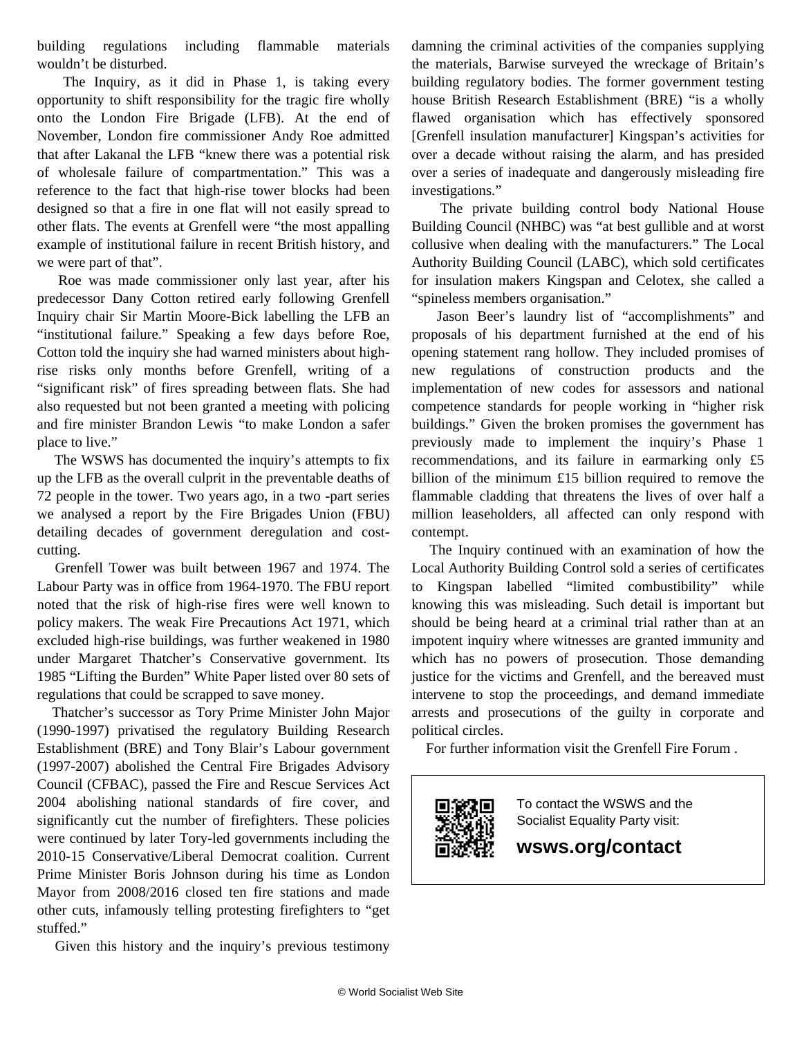building regulations including flammable materials wouldn't be disturbed.

The Inquiry, as it did in Phase 1, is taking every opportunity to shift responsibility for the tragic fire wholly onto the London Fire Brigade (LFB). At the end of November, London fire commissioner Andy Roe admitted that after Lakanal the LFB "knew there was a potential risk of wholesale failure of compartmentation." This was a reference to the fact that high-rise tower blocks had been designed so that a fire in one flat will not easily spread to other flats. The events at Grenfell were "the most appalling example of institutional failure in recent British history, and we were part of that".

Roe was made commissioner only last year, after his predecessor Dany Cotton retired early following Grenfell Inquiry chair Sir Martin Moore-Bick labelling the LFB an "institutional failure." Speaking a few days before Roe, Cotton told the inquiry she had warned ministers about high-rise risks only months before Grenfell, writing of a "significant risk" of fires spreading between flats. She had also requested but not been granted a meeting with policing and fire minister Brandon Lewis "to make London a safer place to live."

The WSWS has documented the inquiry's attempts to fix up the LFB as the overall culprit in the preventable deaths of 72 people in the tower. Two years ago, in a two -part series we analysed a report by the Fire Brigades Union (FBU) detailing decades of government deregulation and cost-cutting.

Grenfell Tower was built between 1967 and 1974. The Labour Party was in office from 1964-1970. The FBU report noted that the risk of high-rise fires were well known to policy makers. The weak Fire Precautions Act 1971, which excluded high-rise buildings, was further weakened in 1980 under Margaret Thatcher's Conservative government. Its 1985 "Lifting the Burden" White Paper listed over 80 sets of regulations that could be scrapped to save money.

Thatcher's successor as Tory Prime Minister John Major (1990-1997) privatised the regulatory Building Research Establishment (BRE) and Tony Blair's Labour government (1997-2007) abolished the Central Fire Brigades Advisory Council (CFBAC), passed the Fire and Rescue Services Act 2004 abolishing national standards of fire cover, and significantly cut the number of firefighters. These policies were continued by later Tory-led governments including the 2010-15 Conservative/Liberal Democrat coalition. Current Prime Minister Boris Johnson during his time as London Mayor from 2008/2016 closed ten fire stations and made other cuts, infamously telling protesting firefighters to "get stuffed."

Given this history and the inquiry's previous testimony damning the criminal activities of the companies supplying the materials, Barwise surveyed the wreckage of Britain's building regulatory bodies. The former government testing house British Research Establishment (BRE) "is a wholly flawed organisation which has effectively sponsored [Grenfell insulation manufacturer] Kingspan's activities for over a decade without raising the alarm, and has presided over a series of inadequate and dangerously misleading fire investigations."

The private building control body National House Building Council (NHBC) was "at best gullible and at worst collusive when dealing with the manufacturers." The Local Authority Building Council (LABC), which sold certificates for insulation makers Kingspan and Celotex, she called a "spineless members organisation."

Jason Beer's laundry list of "accomplishments" and proposals of his department furnished at the end of his opening statement rang hollow. They included promises of new regulations of construction products and the implementation of new codes for assessors and national competence standards for people working in "higher risk buildings." Given the broken promises the government has previously made to implement the inquiry's Phase 1 recommendations, and its failure in earmarking only £5 billion of the minimum £15 billion required to remove the flammable cladding that threatens the lives of over half a million leaseholders, all affected can only respond with contempt.

The Inquiry continued with an examination of how the Local Authority Building Control sold a series of certificates to Kingspan labelled "limited combustibility" while knowing this was misleading. Such detail is important but should be being heard at a criminal trial rather than at an impotent inquiry where witnesses are granted immunity and which has no powers of prosecution. Those demanding justice for the victims and Grenfell, and the bereaved must intervene to stop the proceedings, and demand immediate arrests and prosecutions of the guilty in corporate and political circles.

For further information visit the Grenfell Fire Forum .

To contact the WSWS and the Socialist Equality Party visit:

**wsws.org/contact**